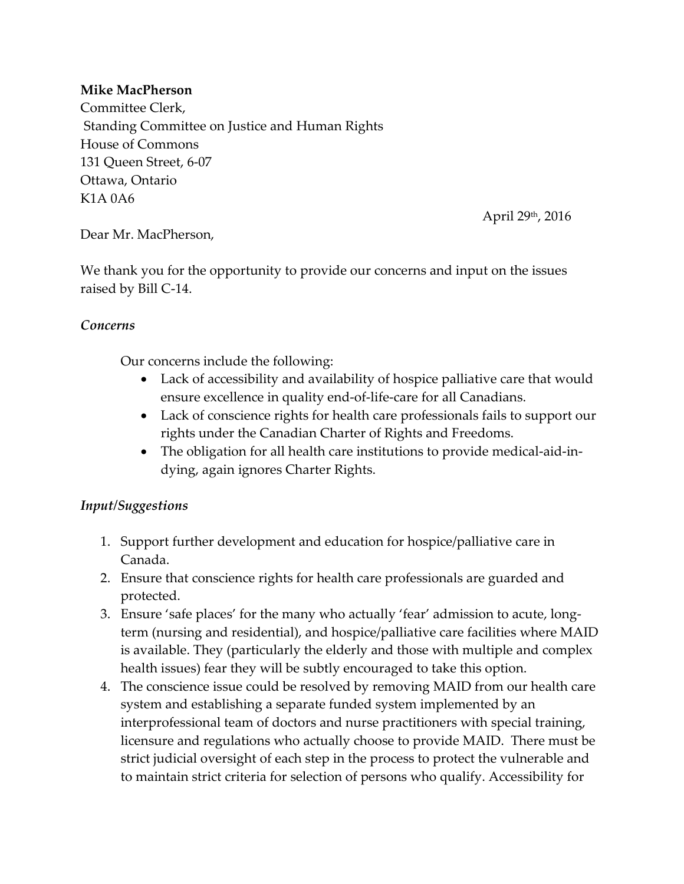**Mike MacPherson**
Committee Clerk,
Standing Committee on Justice and Human Rights
House of Commons
131 Queen Street, 6-07
Ottawa, Ontario
K1A 0A6

April 29th, 2016

Dear Mr. MacPherson,

We thank you for the opportunity to provide our concerns and input on the issues raised by Bill C-14.

### *Concerns*

Our concerns include the following:

- Lack of accessibility and availability of hospice palliative care that would ensure excellence in quality end-of-life-care for all Canadians.
- Lack of conscience rights for health care professionals fails to support our rights under the Canadian Charter of Rights and Freedoms.
- The obligation for all health care institutions to provide medical-aid-in-dying, again ignores Charter Rights.

### *Input/Suggestions*

1. Support further development and education for hospice/palliative care in Canada.
2. Ensure that conscience rights for health care professionals are guarded and protected.
3. Ensure 'safe places' for the many who actually 'fear' admission to acute, long-term (nursing and residential), and hospice/palliative care facilities where MAID is available. They (particularly the elderly and those with multiple and complex health issues) fear they will be subtly encouraged to take this option.
4. The conscience issue could be resolved by removing MAID from our health care system and establishing a separate funded system implemented by an interprofessional team of doctors and nurse practitioners with special training, licensure and regulations who actually choose to provide MAID. There must be strict judicial oversight of each step in the process to protect the vulnerable and to maintain strict criteria for selection of persons who qualify. Accessibility for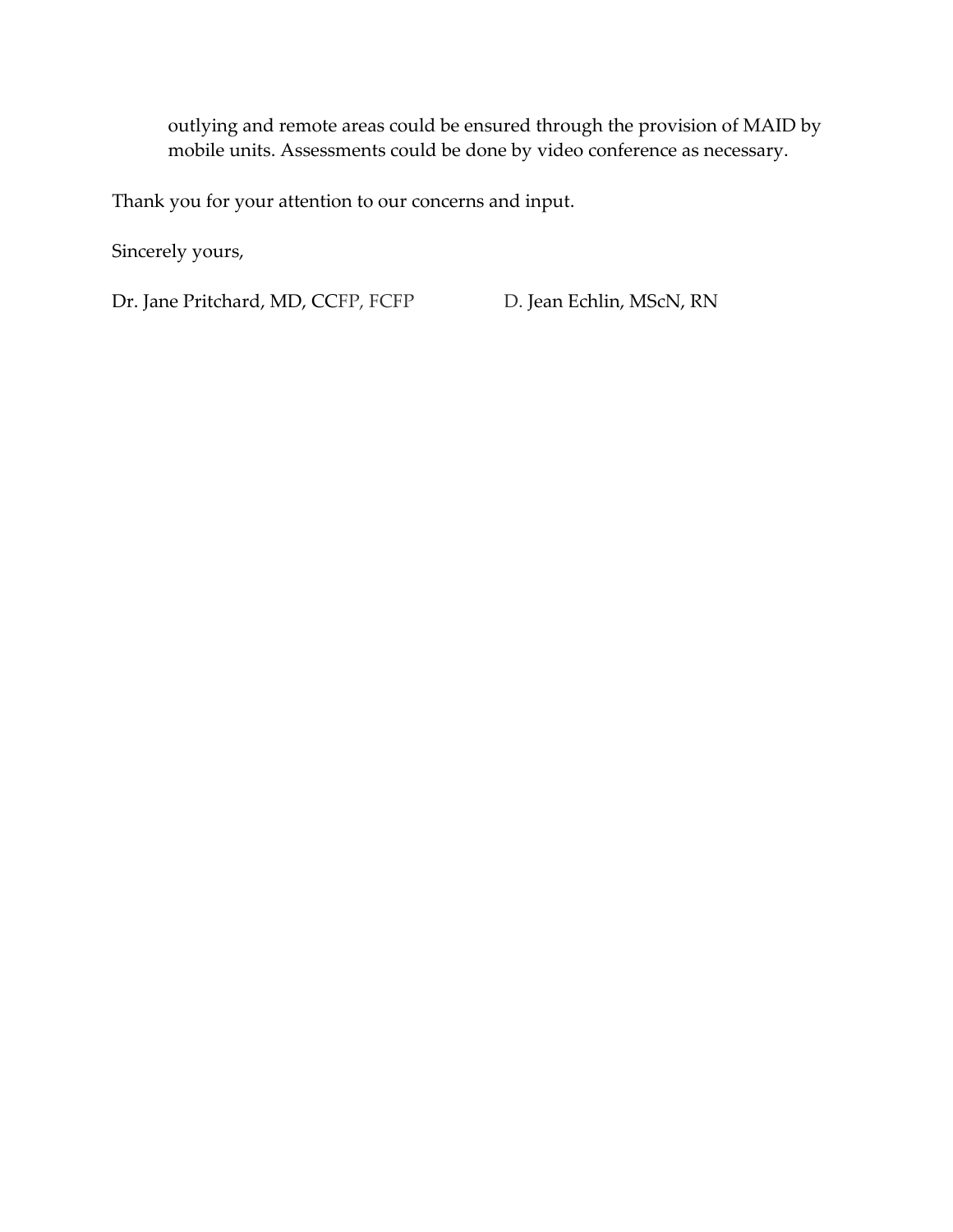outlying and remote areas could be ensured through the provision of MAID by mobile units. Assessments could be done by video conference as necessary.

Thank you for your attention to our concerns and input.

Sincerely yours,

Dr. Jane Pritchard, MD, CCFP, FCFP

D. Jean Echlin, MScN, RN